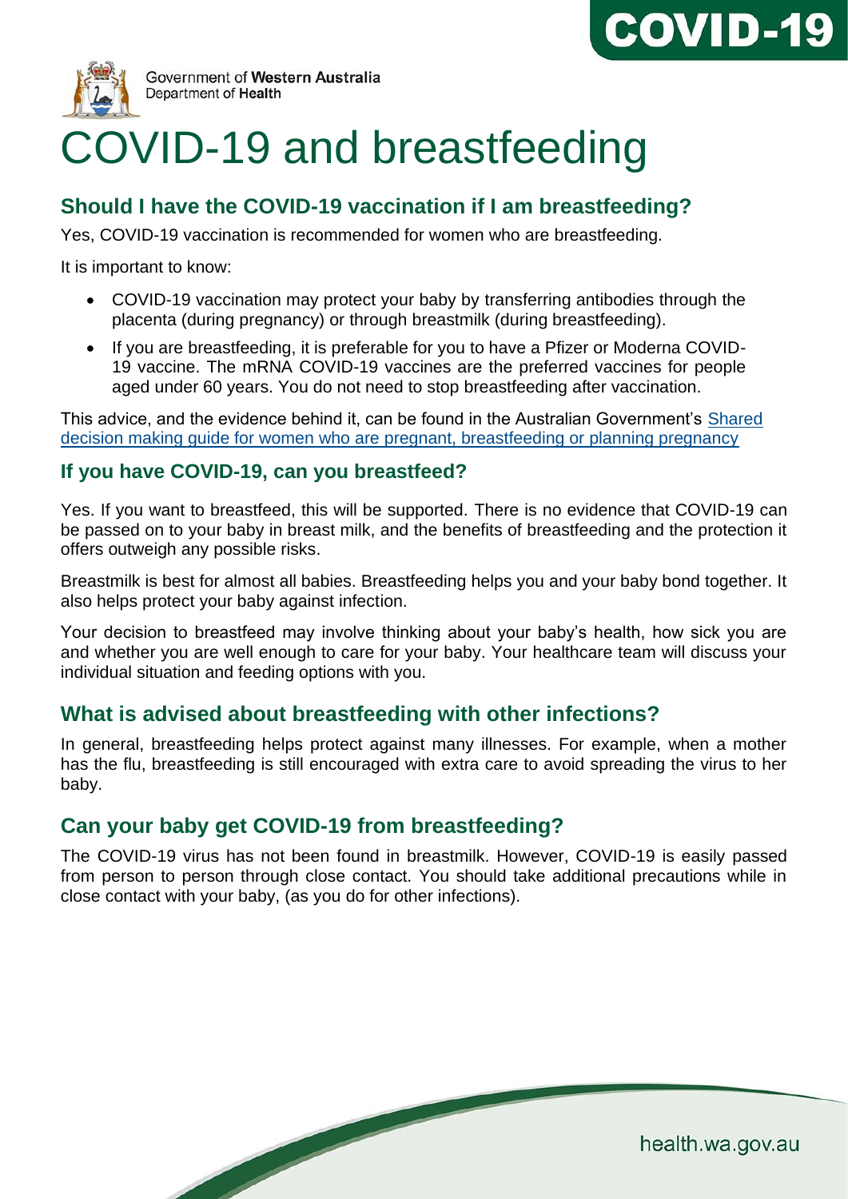Government of **Western Australia**
Department of **Health**

# COVID-19 and breastfeeding

## Should I have the COVID-19 vaccination if I am breastfeeding?

Yes, COVID-19 vaccination is recommended for women who are breastfeeding.

It is important to know:

- COVID-19 vaccination may protect your baby by transferring antibodies through the placenta (during pregnancy) or through breastmilk (during breastfeeding).
- If you are breastfeeding, it is preferable for you to have a Pfizer or Moderna COVID-19 vaccine. The mRNA COVID-19 vaccines are the preferred vaccines for people aged under 60 years. You do not need to stop breastfeeding after vaccination.

This advice, and the evidence behind it, can be found in the Australian Government's Shared decision making guide for women who are pregnant, breastfeeding or planning pregnancy

## If you have COVID-19, can you breastfeed?

Yes. If you want to breastfeed, this will be supported. There is no evidence that COVID-19 can be passed on to your baby in breast milk, and the benefits of breastfeeding and the protection it offers outweigh any possible risks.

Breastmilk is best for almost all babies. Breastfeeding helps you and your baby bond together. It also helps protect your baby against infection.

Your decision to breastfeed may involve thinking about your baby's health, how sick you are and whether you are well enough to care for your baby. Your healthcare team will discuss your individual situation and feeding options with you.

## What is advised about breastfeeding with other infections?

In general, breastfeeding helps protect against many illnesses. For example, when a mother has the flu, breastfeeding is still encouraged with extra care to avoid spreading the virus to her baby.

## Can your baby get COVID-19 from breastfeeding?

The COVID-19 virus has not been found in breastmilk. However, COVID-19 is easily passed from person to person through close contact. You should take additional precautions while in close contact with your baby, (as you do for other infections).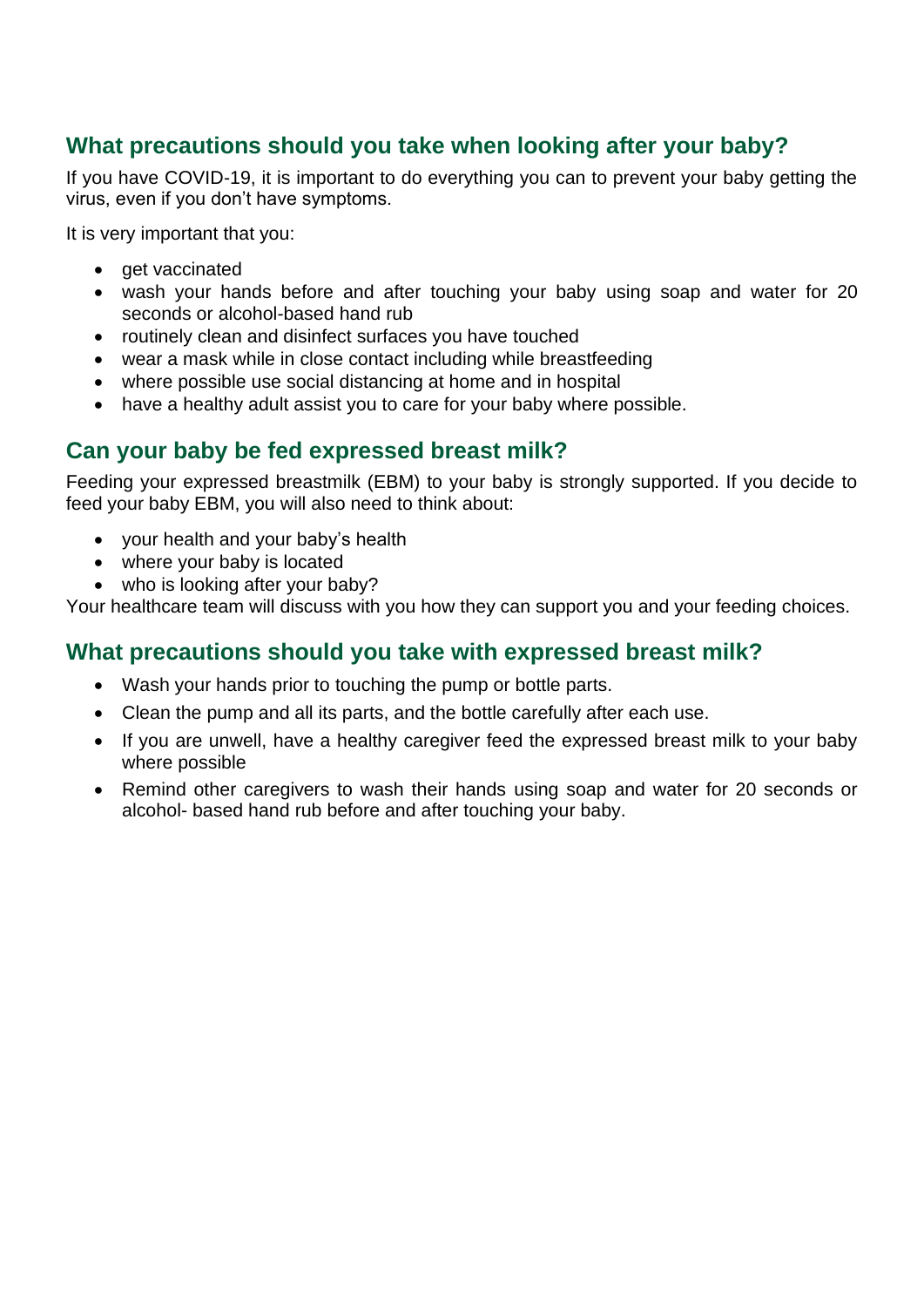## What precautions should you take when looking after your baby?

If you have COVID-19, it is important to do everything you can to prevent your baby getting the virus, even if you don't have symptoms.

It is very important that you:

- get vaccinated
- wash your hands before and after touching your baby using soap and water for 20 seconds or alcohol-based hand rub
- routinely clean and disinfect surfaces you have touched
- wear a mask while in close contact including while breastfeeding
- where possible use social distancing at home and in hospital
- have a healthy adult assist you to care for your baby where possible.

## Can your baby be fed expressed breast milk?

Feeding your expressed breastmilk (EBM) to your baby is strongly supported. If you decide to feed your baby EBM, you will also need to think about:

- your health and your baby's health
- where your baby is located
- who is looking after your baby?

Your healthcare team will discuss with you how they can support you and your feeding choices.

## What precautions should you take with expressed breast milk?

- Wash your hands prior to touching the pump or bottle parts.
- Clean the pump and all its parts, and the bottle carefully after each use.
- If you are unwell, have a healthy caregiver feed the expressed breast milk to your baby where possible
- Remind other caregivers to wash their hands using soap and water for 20 seconds or alcohol- based hand rub before and after touching your baby.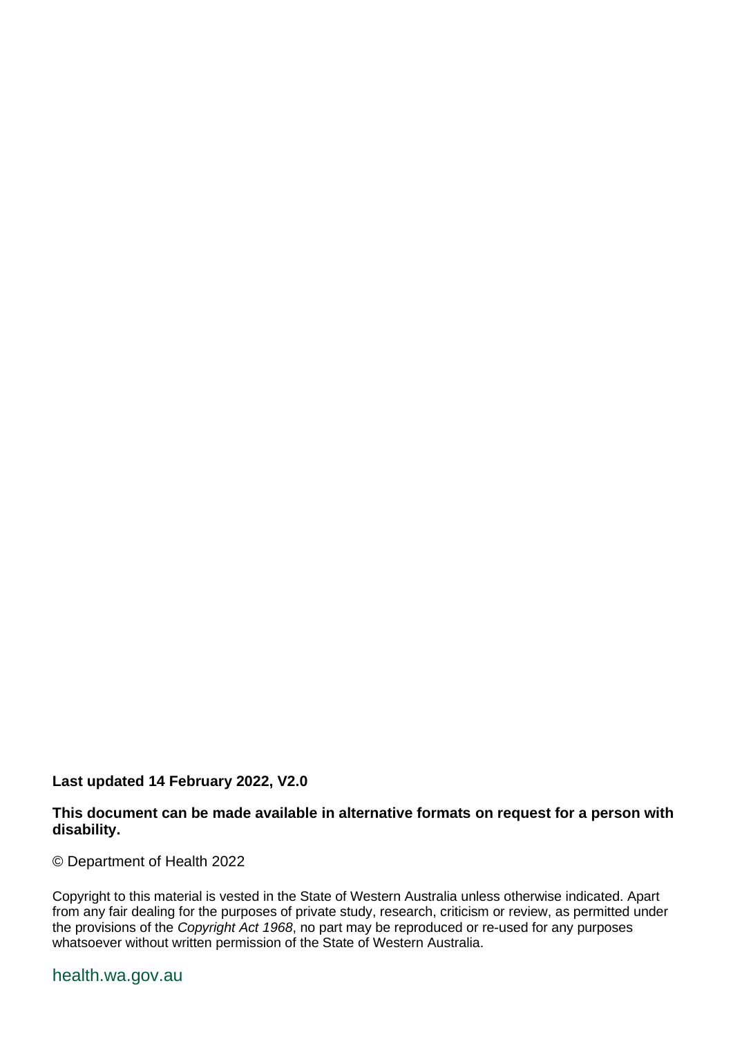**Last updated 14 February 2022, V2.0**

**This document can be made available in alternative formats on request for a person with disability.**

© Department of Health 2022

Copyright to this material is vested in the State of Western Australia unless otherwise indicated. Apart from any fair dealing for the purposes of private study, research, criticism or review, as permitted under the provisions of the *Copyright Act 1968*, no part may be reproduced or re-used for any purposes whatsoever without written permission of the State of Western Australia.

health.wa.gov.au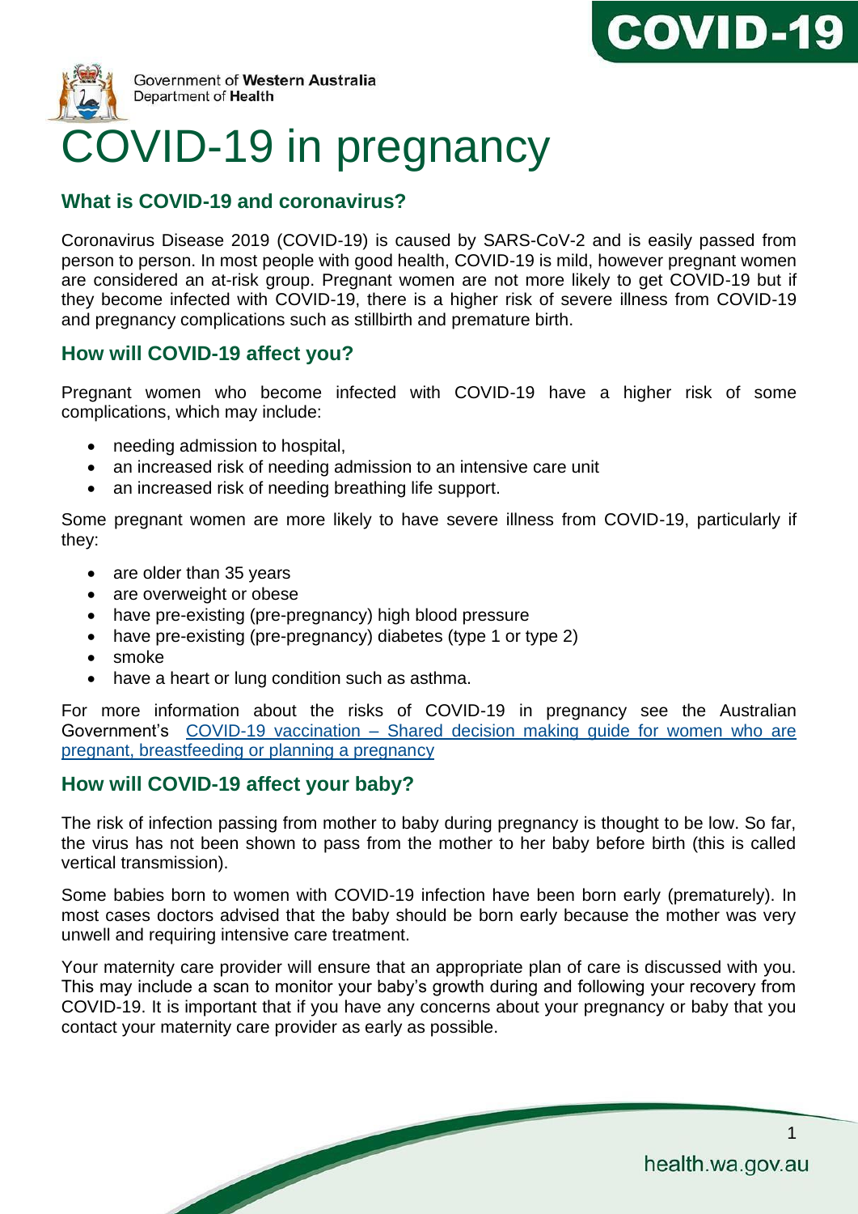Government of Western Australia
Department of Health

# COVID-19 in pregnancy

## What is COVID-19 and coronavirus?

Coronavirus Disease 2019 (COVID-19) is caused by SARS-CoV-2 and is easily passed from person to person. In most people with good health, COVID-19 is mild, however pregnant women are considered an at-risk group. Pregnant women are not more likely to get COVID-19 but if they become infected with COVID-19, there is a higher risk of severe illness from COVID-19 and pregnancy complications such as stillbirth and premature birth.

## How will COVID-19 affect you?

Pregnant women who become infected with COVID-19 have a higher risk of some complications, which may include:

- needing admission to hospital,
- an increased risk of needing admission to an intensive care unit
- an increased risk of needing breathing life support.

Some pregnant women are more likely to have severe illness from COVID-19, particularly if they:

- are older than 35 years
- are overweight or obese
- have pre-existing (pre-pregnancy) high blood pressure
- have pre-existing (pre-pregnancy) diabetes (type 1 or type 2)
- smoke
- have a heart or lung condition such as asthma.

For more information about the risks of COVID-19 in pregnancy see the Australian Government's COVID-19 vaccination – Shared decision making guide for women who are pregnant, breastfeeding or planning a pregnancy

## How will COVID-19 affect your baby?

The risk of infection passing from mother to baby during pregnancy is thought to be low. So far, the virus has not been shown to pass from the mother to her baby before birth (this is called vertical transmission).

Some babies born to women with COVID-19 infection have been born early (prematurely). In most cases doctors advised that the baby should be born early because the mother was very unwell and requiring intensive care treatment.

Your maternity care provider will ensure that an appropriate plan of care is discussed with you. This may include a scan to monitor your baby's growth during and following your recovery from COVID-19. It is important that if you have any concerns about your pregnancy or baby that you contact your maternity care provider as early as possible.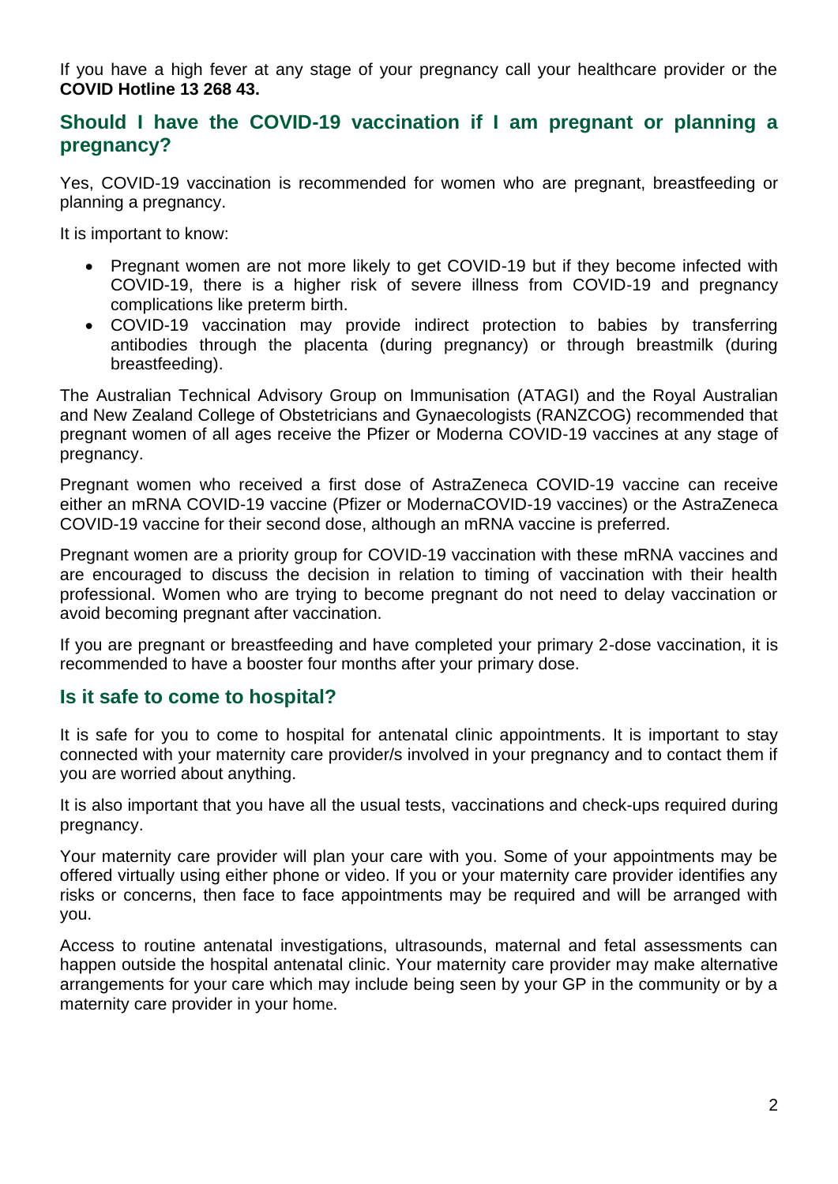If you have a high fever at any stage of your pregnancy call your healthcare provider or the **COVID Hotline 13 268 43.**

## Should I have the COVID-19 vaccination if I am pregnant or planning a pregnancy?

Yes, COVID-19 vaccination is recommended for women who are pregnant, breastfeeding or planning a pregnancy.

It is important to know:

- Pregnant women are not more likely to get COVID-19 but if they become infected with COVID-19, there is a higher risk of severe illness from COVID-19 and pregnancy complications like preterm birth.
- COVID-19 vaccination may provide indirect protection to babies by transferring antibodies through the placenta (during pregnancy) or through breastmilk (during breastfeeding).

The Australian Technical Advisory Group on Immunisation (ATAGI) and the Royal Australian and New Zealand College of Obstetricians and Gynaecologists (RANZCOG) recommended that pregnant women of all ages receive the Pfizer or Moderna COVID-19 vaccines at any stage of pregnancy.

Pregnant women who received a first dose of AstraZeneca COVID-19 vaccine can receive either an mRNA COVID-19 vaccine (Pfizer or ModernaCOVID-19 vaccines) or the AstraZeneca COVID-19 vaccine for their second dose, although an mRNA vaccine is preferred.

Pregnant women are a priority group for COVID-19 vaccination with these mRNA vaccines and are encouraged to discuss the decision in relation to timing of vaccination with their health professional. Women who are trying to become pregnant do not need to delay vaccination or avoid becoming pregnant after vaccination.

If you are pregnant or breastfeeding and have completed your primary 2-dose vaccination, it is recommended to have a booster four months after your primary dose.

## Is it safe to come to hospital?

It is safe for you to come to hospital for antenatal clinic appointments. It is important to stay connected with your maternity care provider/s involved in your pregnancy and to contact them if you are worried about anything.

It is also important that you have all the usual tests, vaccinations and check-ups required during pregnancy.

Your maternity care provider will plan your care with you. Some of your appointments may be offered virtually using either phone or video. If you or your maternity care provider identifies any risks or concerns, then face to face appointments may be required and will be arranged with you.

Access to routine antenatal investigations, ultrasounds, maternal and fetal assessments can happen outside the hospital antenatal clinic. Your maternity care provider may make alternative arrangements for your care which may include being seen by your GP in the community or by a maternity care provider in your home.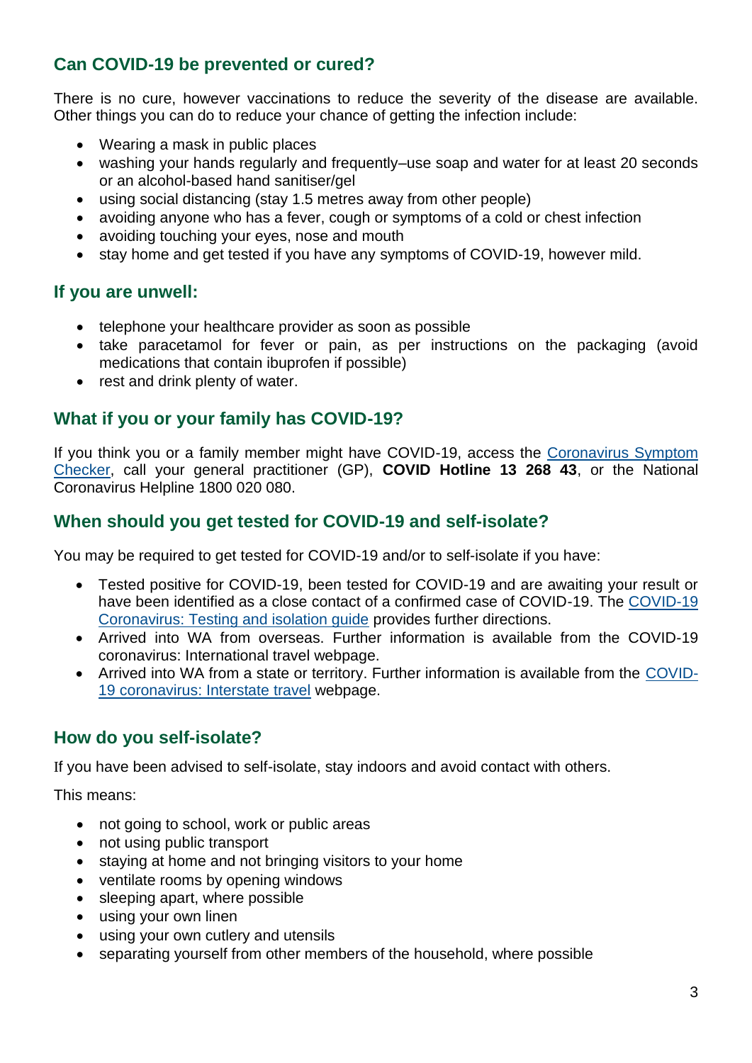## Can COVID-19 be prevented or cured?

There is no cure, however vaccinations to reduce the severity of the disease are available. Other things you can do to reduce your chance of getting the infection include:

- Wearing a mask in public places
- washing your hands regularly and frequently–use soap and water for at least 20 seconds or an alcohol-based hand sanitiser/gel
- using social distancing (stay 1.5 metres away from other people)
- avoiding anyone who has a fever, cough or symptoms of a cold or chest infection
- avoiding touching your eyes, nose and mouth
- stay home and get tested if you have any symptoms of COVID-19, however mild.

## If you are unwell:

- telephone your healthcare provider as soon as possible
- take paracetamol for fever or pain, as per instructions on the packaging (avoid medications that contain ibuprofen if possible)
- rest and drink plenty of water.

## What if you or your family has COVID-19?

If you think you or a family member might have COVID-19, access the Coronavirus Symptom Checker, call your general practitioner (GP), **COVID Hotline 13 268 43**, or the National Coronavirus Helpline 1800 020 080.

## When should you get tested for COVID-19 and self-isolate?

You may be required to get tested for COVID-19 and/or to self-isolate if you have:

- Tested positive for COVID-19, been tested for COVID-19 and are awaiting your result or have been identified as a close contact of a confirmed case of COVID-19. The COVID-19 Coronavirus: Testing and isolation guide provides further directions.
- Arrived into WA from overseas. Further information is available from the COVID-19 coronavirus: International travel webpage.
- Arrived into WA from a state or territory. Further information is available from the COVID-19 coronavirus: Interstate travel webpage.

## How do you self-isolate?

If you have been advised to self-isolate, stay indoors and avoid contact with others.

This means:

- not going to school, work or public areas
- not using public transport
- staying at home and not bringing visitors to your home
- ventilate rooms by opening windows
- sleeping apart, where possible
- using your own linen
- using your own cutlery and utensils
- separating yourself from other members of the household, where possible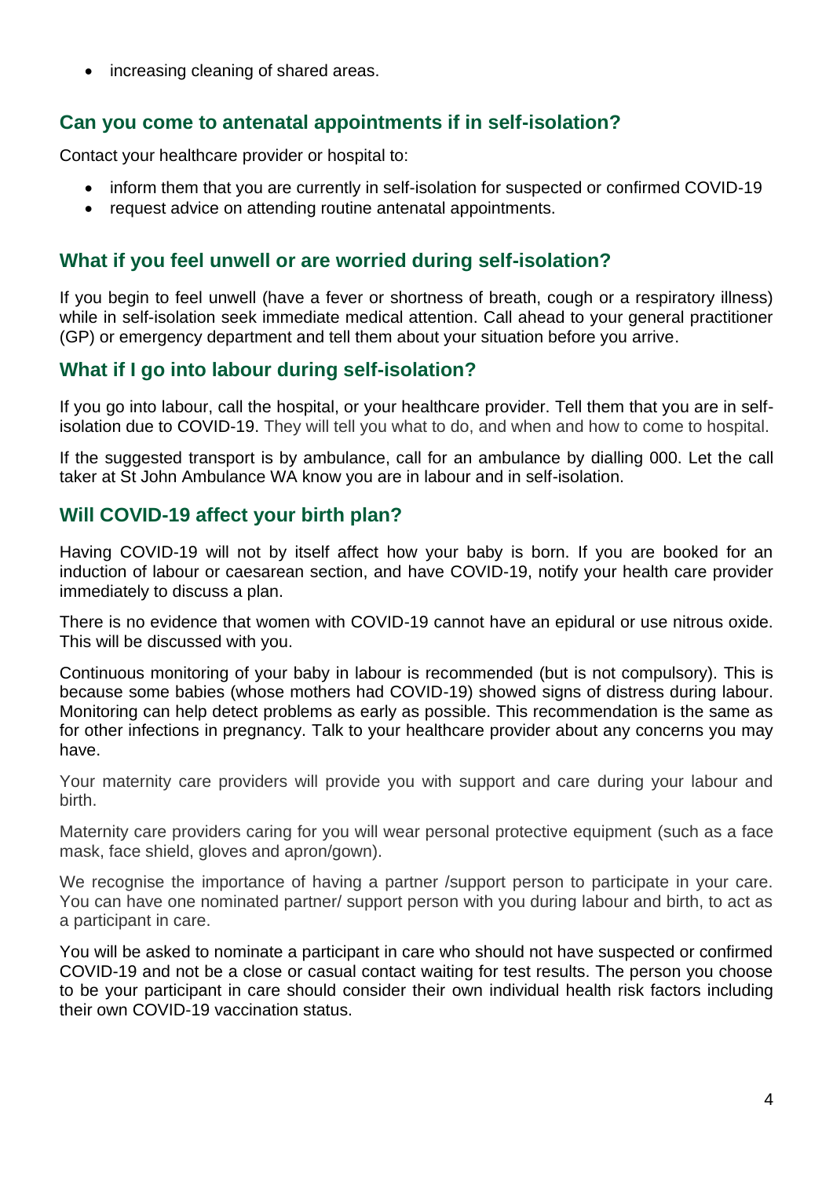- increasing cleaning of shared areas.

## Can you come to antenatal appointments if in self-isolation?

Contact your healthcare provider or hospital to:

- inform them that you are currently in self-isolation for suspected or confirmed COVID-19
- request advice on attending routine antenatal appointments.

## What if you feel unwell or are worried during self-isolation?

If you begin to feel unwell (have a fever or shortness of breath, cough or a respiratory illness) while in self-isolation seek immediate medical attention. Call ahead to your general practitioner (GP) or emergency department and tell them about your situation before you arrive.

## What if I go into labour during self-isolation?

If you go into labour, call the hospital, or your healthcare provider. Tell them that you are in self-isolation due to COVID-19. They will tell you what to do, and when and how to come to hospital.

If the suggested transport is by ambulance, call for an ambulance by dialling 000. Let the call taker at St John Ambulance WA know you are in labour and in self-isolation.

## Will COVID-19 affect your birth plan?

Having COVID-19 will not by itself affect how your baby is born. If you are booked for an induction of labour or caesarean section, and have COVID-19, notify your health care provider immediately to discuss a plan.

There is no evidence that women with COVID-19 cannot have an epidural or use nitrous oxide. This will be discussed with you.

Continuous monitoring of your baby in labour is recommended (but is not compulsory). This is because some babies (whose mothers had COVID-19) showed signs of distress during labour. Monitoring can help detect problems as early as possible. This recommendation is the same as for other infections in pregnancy. Talk to your healthcare provider about any concerns you may have.

Your maternity care providers will provide you with support and care during your labour and birth.

Maternity care providers caring for you will wear personal protective equipment (such as a face mask, face shield, gloves and apron/gown).

We recognise the importance of having a partner /support person to participate in your care. You can have one nominated partner/ support person with you during labour and birth, to act as a participant in care.

You will be asked to nominate a participant in care who should not have suspected or confirmed COVID-19 and not be a close or casual contact waiting for test results. The person you choose to be your participant in care should consider their own individual health risk factors including their own COVID-19 vaccination status.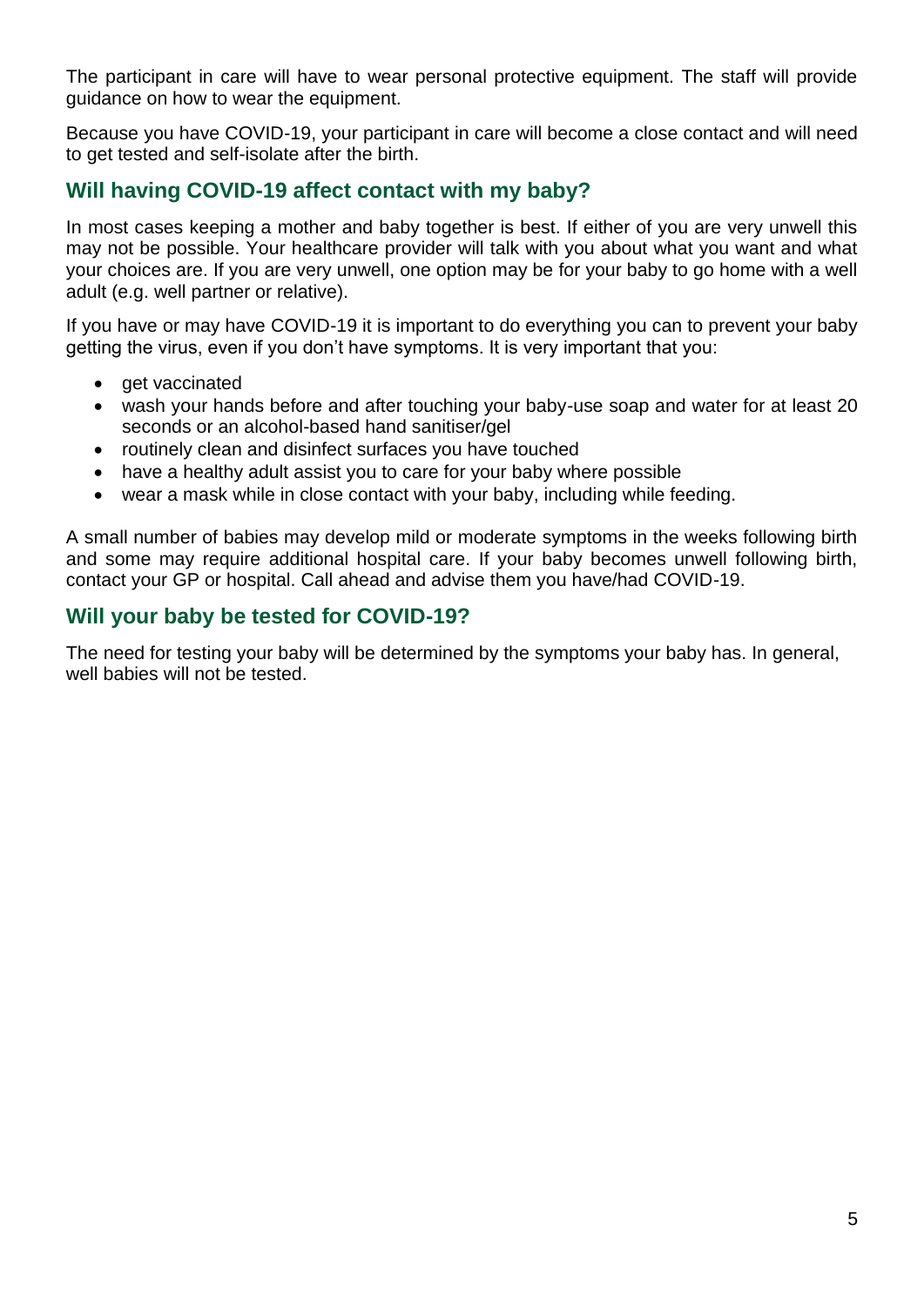The participant in care will have to wear personal protective equipment. The staff will provide guidance on how to wear the equipment.

Because you have COVID-19, your participant in care will become a close contact and will need to get tested and self-isolate after the birth.

## Will having COVID-19 affect contact with my baby?

In most cases keeping a mother and baby together is best. If either of you are very unwell this may not be possible. Your healthcare provider will talk with you about what you want and what your choices are. If you are very unwell, one option may be for your baby to go home with a well adult (e.g. well partner or relative).

If you have or may have COVID-19 it is important to do everything you can to prevent your baby getting the virus, even if you don't have symptoms. It is very important that you:

- get vaccinated
- wash your hands before and after touching your baby-use soap and water for at least 20 seconds or an alcohol-based hand sanitiser/gel
- routinely clean and disinfect surfaces you have touched
- have a healthy adult assist you to care for your baby where possible
- wear a mask while in close contact with your baby, including while feeding.

A small number of babies may develop mild or moderate symptoms in the weeks following birth and some may require additional hospital care. If your baby becomes unwell following birth, contact your GP or hospital. Call ahead and advise them you have/had COVID-19.

## Will your baby be tested for COVID-19?

The need for testing your baby will be determined by the symptoms your baby has. In general, well babies will not be tested.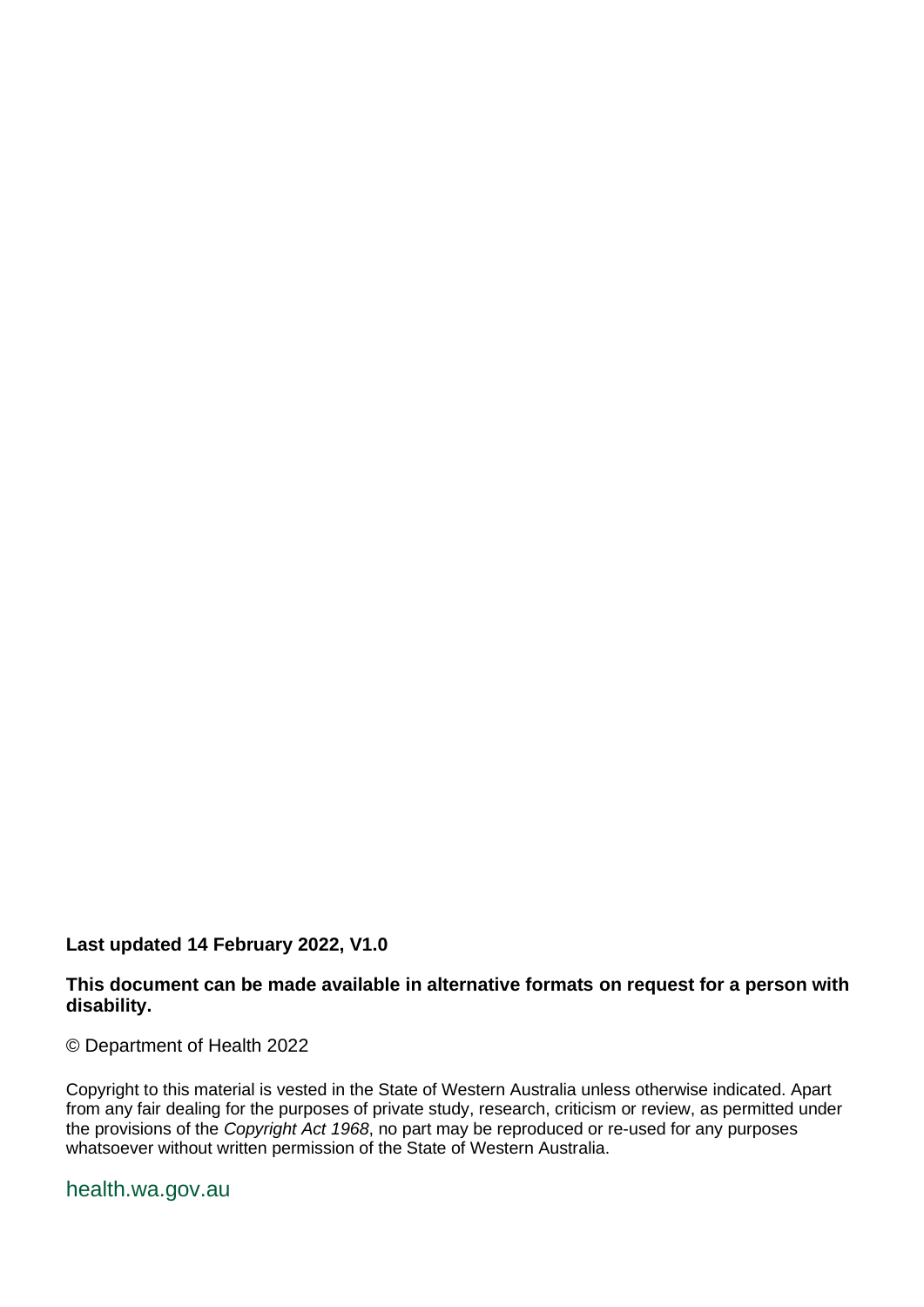**Last updated 14 February 2022, V1.0**

**This document can be made available in alternative formats on request for a person with disability.**

© Department of Health 2022

Copyright to this material is vested in the State of Western Australia unless otherwise indicated. Apart from any fair dealing for the purposes of private study, research, criticism or review, as permitted under the provisions of the *Copyright Act 1968*, no part may be reproduced or re-used for any purposes whatsoever without written permission of the State of Western Australia.

health.wa.gov.au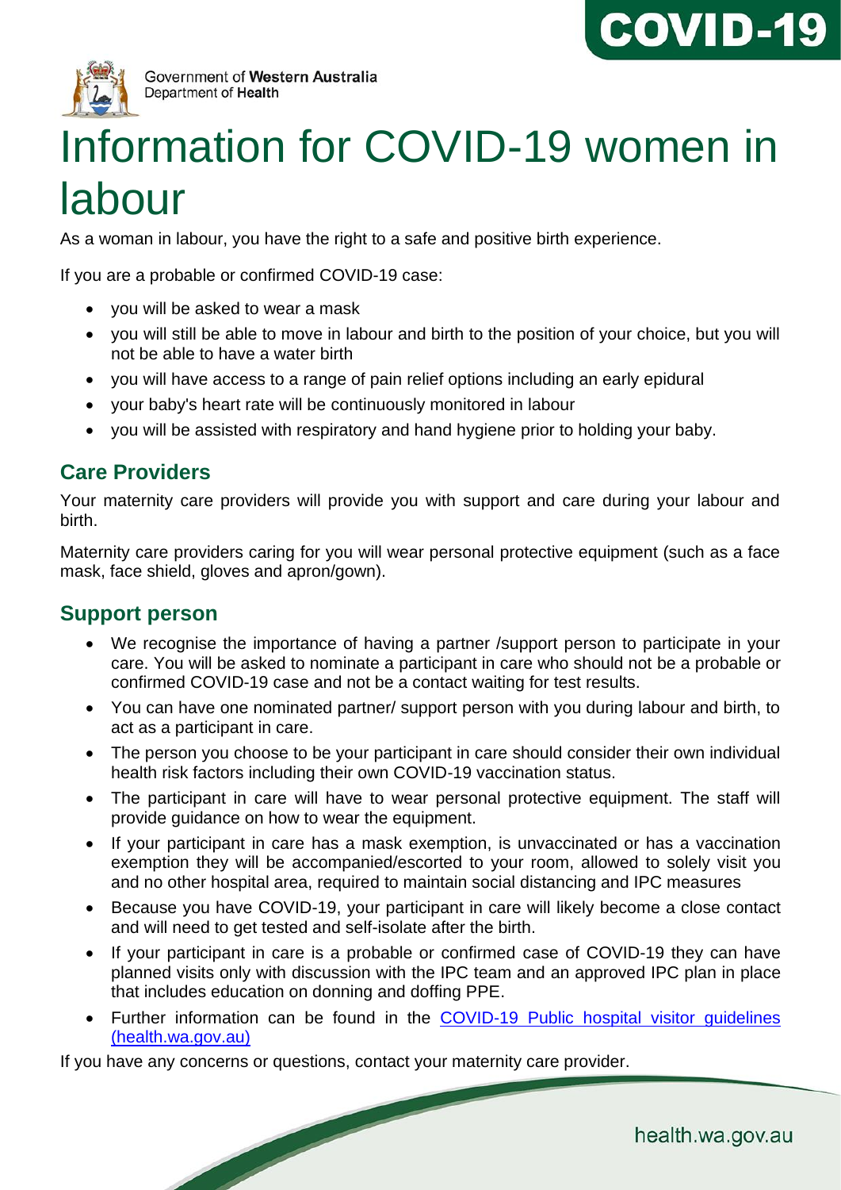# Information for COVID-19 women in labour

As a woman in labour, you have the right to a safe and positive birth experience.

If you are a probable or confirmed COVID-19 case:

- you will be asked to wear a mask
- you will still be able to move in labour and birth to the position of your choice, but you will not be able to have a water birth
- you will have access to a range of pain relief options including an early epidural
- your baby's heart rate will be continuously monitored in labour
- you will be assisted with respiratory and hand hygiene prior to holding your baby.

## Care Providers

Your maternity care providers will provide you with support and care during your labour and birth.

Maternity care providers caring for you will wear personal protective equipment (such as a face mask, face shield, gloves and apron/gown).

## Support person

- We recognise the importance of having a partner /support person to participate in your care. You will be asked to nominate a participant in care who should not be a probable or confirmed COVID-19 case and not be a contact waiting for test results.
- You can have one nominated partner/ support person with you during labour and birth, to act as a participant in care.
- The person you choose to be your participant in care should consider their own individual health risk factors including their own COVID-19 vaccination status.
- The participant in care will have to wear personal protective equipment. The staff will provide guidance on how to wear the equipment.
- If your participant in care has a mask exemption, is unvaccinated or has a vaccination exemption they will be accompanied/escorted to your room, allowed to solely visit you and no other hospital area, required to maintain social distancing and IPC measures
- Because you have COVID-19, your participant in care will likely become a close contact and will need to get tested and self-isolate after the birth.
- If your participant in care is a probable or confirmed case of COVID-19 they can have planned visits only with discussion with the IPC team and an approved IPC plan in place that includes education on donning and doffing PPE.
- Further information can be found in the COVID-19 Public hospital visitor guidelines (health.wa.gov.au)

If you have any concerns or questions, contact your maternity care provider.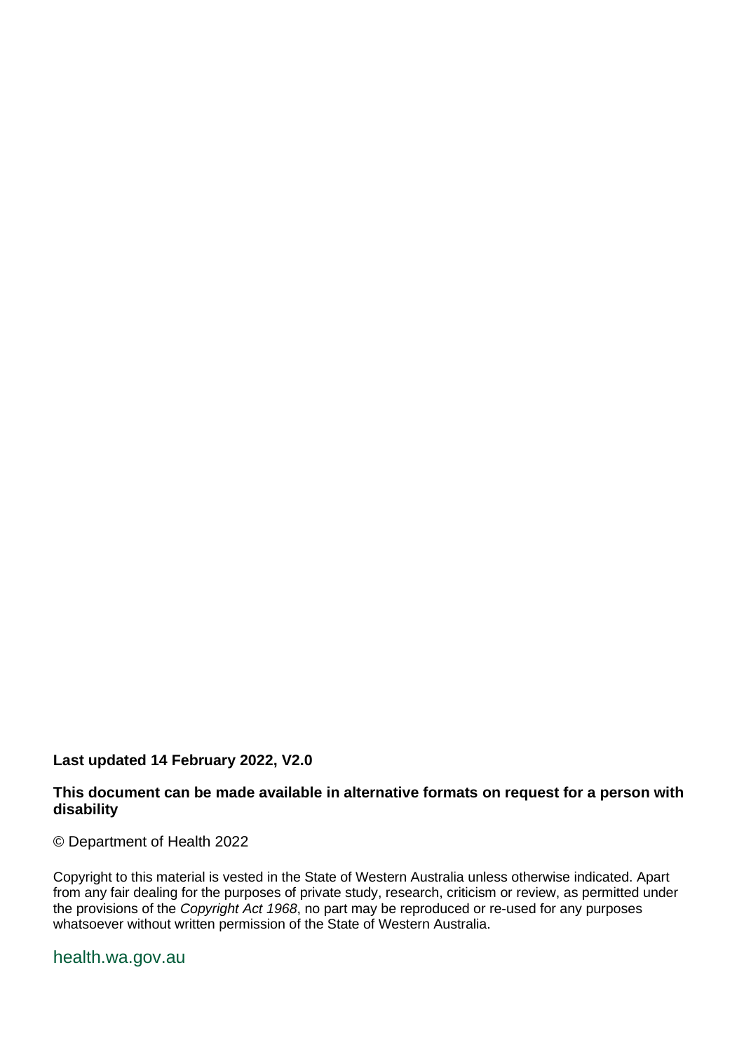**Last updated 14 February 2022, V2.0**

**This document can be made available in alternative formats on request for a person with disability**

© Department of Health 2022

Copyright to this material is vested in the State of Western Australia unless otherwise indicated. Apart from any fair dealing for the purposes of private study, research, criticism or review, as permitted under the provisions of the *Copyright Act 1968*, no part may be reproduced or re-used for any purposes whatsoever without written permission of the State of Western Australia.

health.wa.gov.au